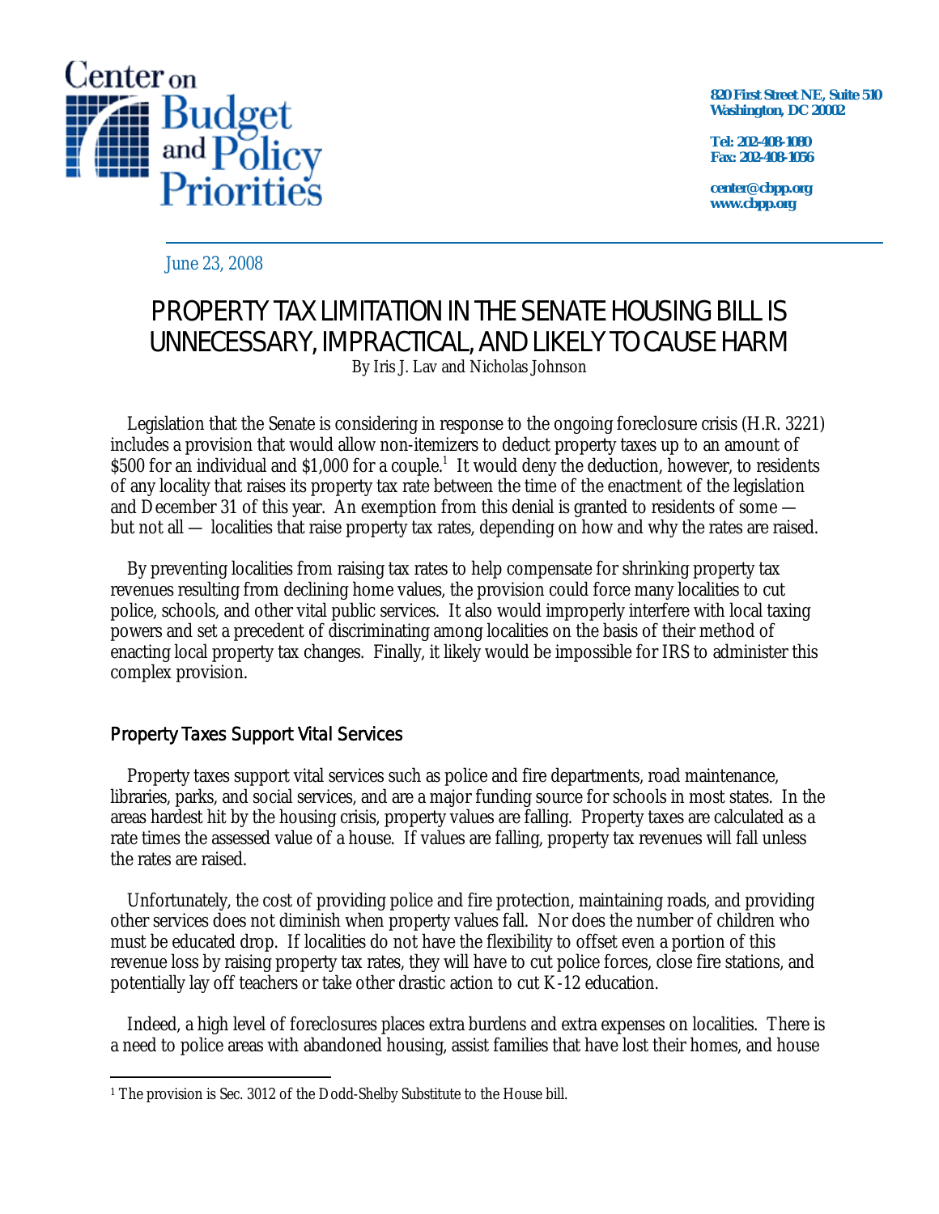Center on Budget and Policy Priorities

820 First Street NE, Suite 510
Washington, DC 20002

Tel: 202-408-1080
Fax: 202-408-1056

center@cbpp.org
www.cbpp.org

June 23, 2008

# PROPERTY TAX LIMITATION IN THE SENATE HOUSING BILL IS UNNECESSARY, IMPRACTICAL, AND LIKELY TO CAUSE HARM

By Iris J. Lav and Nicholas Johnson

Legislation that the Senate is considering in response to the ongoing foreclosure crisis (H.R. 3221) includes a provision that would allow non-itemizers to deduct property taxes up to an amount of \$500 for an individual and \$1,000 for a couple.[1] It would deny the deduction, however, to residents of any locality that raises its property tax rate between the time of the enactment of the legislation and December 31 of this year. An exemption from this denial is granted to residents of some — but not all — localities that raise property tax rates, depending on how and why the rates are raised.

By preventing localities from raising tax rates to help compensate for shrinking property tax revenues resulting from declining home values, the provision could force many localities to cut police, schools, and other vital public services. It also would improperly interfere with local taxing powers and set a precedent of discriminating among localities on the basis of their method of enacting local property tax changes. Finally, it likely would be impossible for IRS to administer this complex provision.

## Property Taxes Support Vital Services

Property taxes support vital services such as police and fire departments, road maintenance, libraries, parks, and social services, and are a major funding source for schools in most states. In the areas hardest hit by the housing crisis, property values are falling. Property taxes are calculated as a rate times the assessed value of a house. If values are falling, property tax revenues will fall unless the rates are raised.

Unfortunately, the cost of providing police and fire protection, maintaining roads, and providing other services does not diminish when property values fall. Nor does the number of children who must be educated drop. If localities do not have the flexibility to offset even a portion of this revenue loss by raising property tax rates, they will have to cut police forces, close fire stations, and potentially lay off teachers or take other drastic action to cut K-12 education.

Indeed, a high level of foreclosures places extra burdens and extra expenses on localities. There is a need to police areas with abandoned housing, assist families that have lost their homes, and house

[1] The provision is Sec. 3012 of the Dodd-Shelby Substitute to the House bill.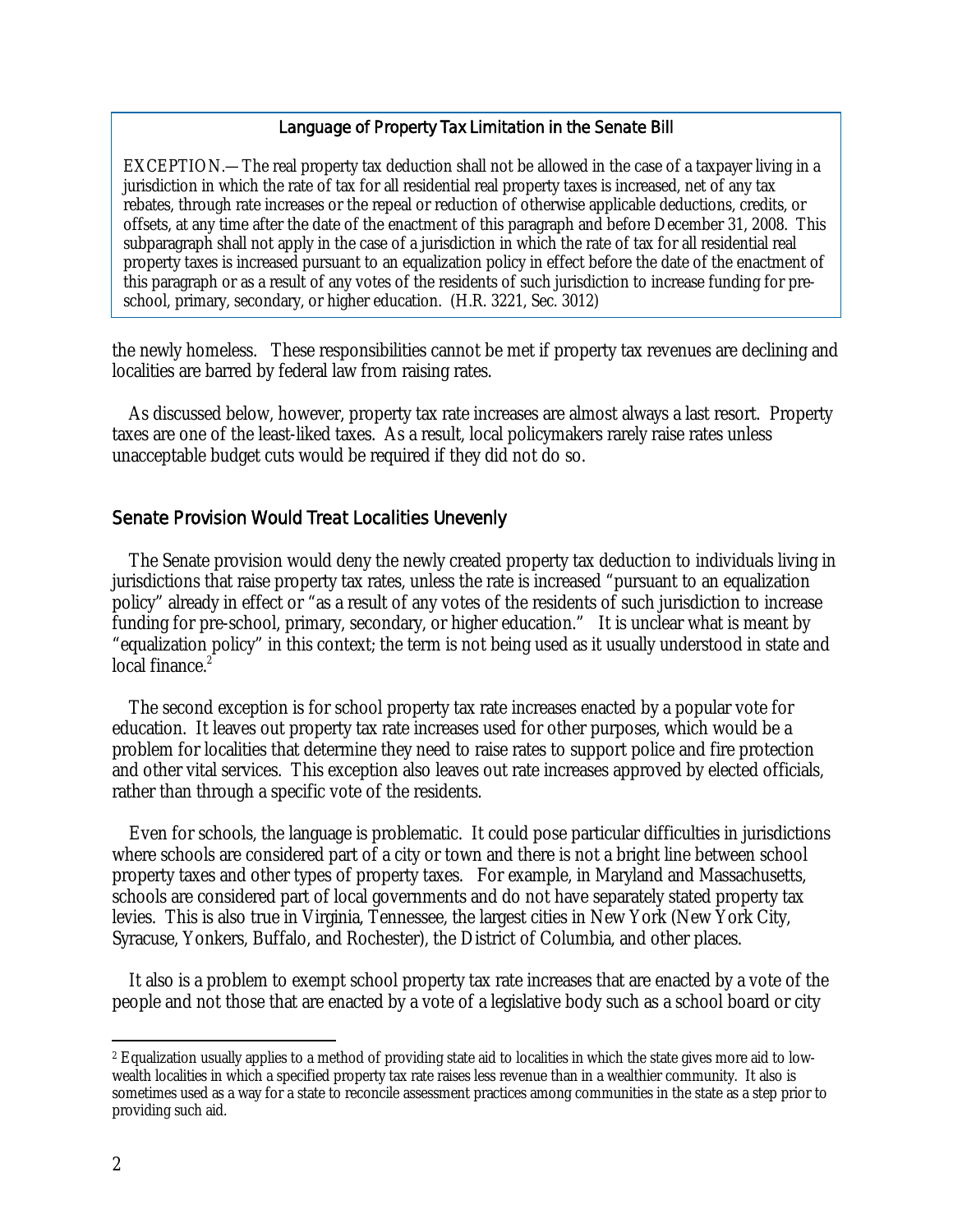**Language of Property Tax Limitation in the Senate Bill**

EXCEPTION.—The real property tax deduction shall not be allowed in the case of a taxpayer living in a jurisdiction in which the rate of tax for all residential real property taxes is increased, net of any tax rebates, through rate increases or the repeal or reduction of otherwise applicable deductions, credits, or offsets, at any time after the date of the enactment of this paragraph and before December 31, 2008. This subparagraph shall not apply in the case of a jurisdiction in which the rate of tax for all residential real property taxes is increased pursuant to an equalization policy in effect before the date of the enactment of this paragraph or as a result of any votes of the residents of such jurisdiction to increase funding for pre-school, primary, secondary, or higher education. (H.R. 3221, Sec. 3012)

the newly homeless. These responsibilities cannot be met if property tax revenues are declining and localities are barred by federal law from raising rates.

As discussed below, however, property tax rate increases are almost always a last resort. Property taxes are one of the least-liked taxes. As a result, local policymakers rarely raise rates unless unacceptable budget cuts would be required if they did not do so.

## Senate Provision Would Treat Localities Unevenly

The Senate provision would deny the newly created property tax deduction to individuals living in jurisdictions that raise property tax rates, unless the rate is increased "pursuant to an equalization policy" already in effect or "as a result of any votes of the residents of such jurisdiction to increase funding for pre-school, primary, secondary, or higher education." It is unclear what is meant by "equalization policy" in this context; the term is not being used as it usually understood in state and local finance.[2]

The second exception is for school property tax rate increases enacted by a popular vote for education. It leaves out property tax rate increases used for other purposes, which would be a problem for localities that determine they need to raise rates to support police and fire protection and other vital services. This exception also leaves out rate increases approved by elected officials, rather than through a specific vote of the residents.

Even for schools, the language is problematic. It could pose particular difficulties in jurisdictions where schools are considered part of a city or town and there is not a bright line between school property taxes and other types of property taxes. For example, in Maryland and Massachusetts, schools are considered part of local governments and do not have separately stated property tax levies. This is also true in Virginia, Tennessee, the largest cities in New York (New York City, Syracuse, Yonkers, Buffalo, and Rochester), the District of Columbia, and other places.

It also is a problem to exempt school property tax rate increases that are enacted by a vote of the people and not those that are enacted by a vote of a legislative body such as a school board or city

[2] Equalization usually applies to a method of providing state aid to localities in which the state gives more aid to low-wealth localities in which a specified property tax rate raises less revenue than in a wealthier community. It also is sometimes used as a way for a state to reconcile assessment practices among communities in the state as a step prior to providing such aid.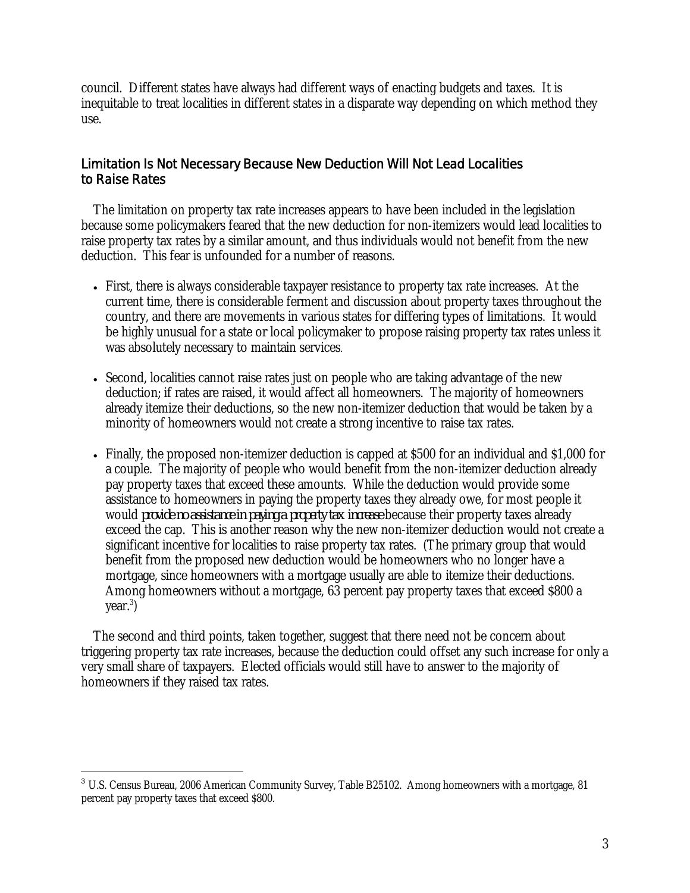council. Different states have always had different ways of enacting budgets and taxes. It is inequitable to treat localities in different states in a disparate way depending on which method they use.

## Limitation Is Not Necessary Because New Deduction Will Not Lead Localities to Raise Rates

The limitation on property tax rate increases appears to have been included in the legislation because some policymakers feared that the new deduction for non-itemizers would lead localities to raise property tax rates by a similar amount, and thus individuals would not benefit from the new deduction. This fear is unfounded for a number of reasons.

- First, there is always considerable taxpayer resistance to property tax rate increases. At the current time, there is considerable ferment and discussion about property taxes throughout the country, and there are movements in various states for differing types of limitations. It would be highly unusual for a state or local policymaker to propose raising property tax rates unless it was absolutely necessary to maintain services.

- Second, localities cannot raise rates just on people who are taking advantage of the new deduction; if rates are raised, it would affect all homeowners. The majority of homeowners already itemize their deductions, so the new non-itemizer deduction that would be taken by a minority of homeowners would not create a strong incentive to raise tax rates.

- Finally, the proposed non-itemizer deduction is capped at $500 for an individual and $1,000 for a couple. The majority of people who would benefit from the non-itemizer deduction already pay property taxes that exceed these amounts. While the deduction would provide some assistance to homeowners in paying the property taxes they already owe, for most people it would *provide no assistance in paying a property tax increase* because their property taxes already exceed the cap. This is another reason why the new non-itemizer deduction would not create a significant incentive for localities to raise property tax rates. (The primary group that would benefit from the proposed new deduction would be homeowners who no longer have a mortgage, since homeowners with a mortgage usually are able to itemize their deductions. Among homeowners without a mortgage, 63 percent pay property taxes that exceed $800 a year.[3])

The second and third points, taken together, suggest that there need not be concern about triggering property tax rate increases, because the deduction could offset any such increase for only a very small share of taxpayers. Elected officials would still have to answer to the majority of homeowners if they raised tax rates.

---

[3] U.S. Census Bureau, 2006 American Community Survey, Table B25102. Among homeowners with a mortgage, 81 percent pay property taxes that exceed $800.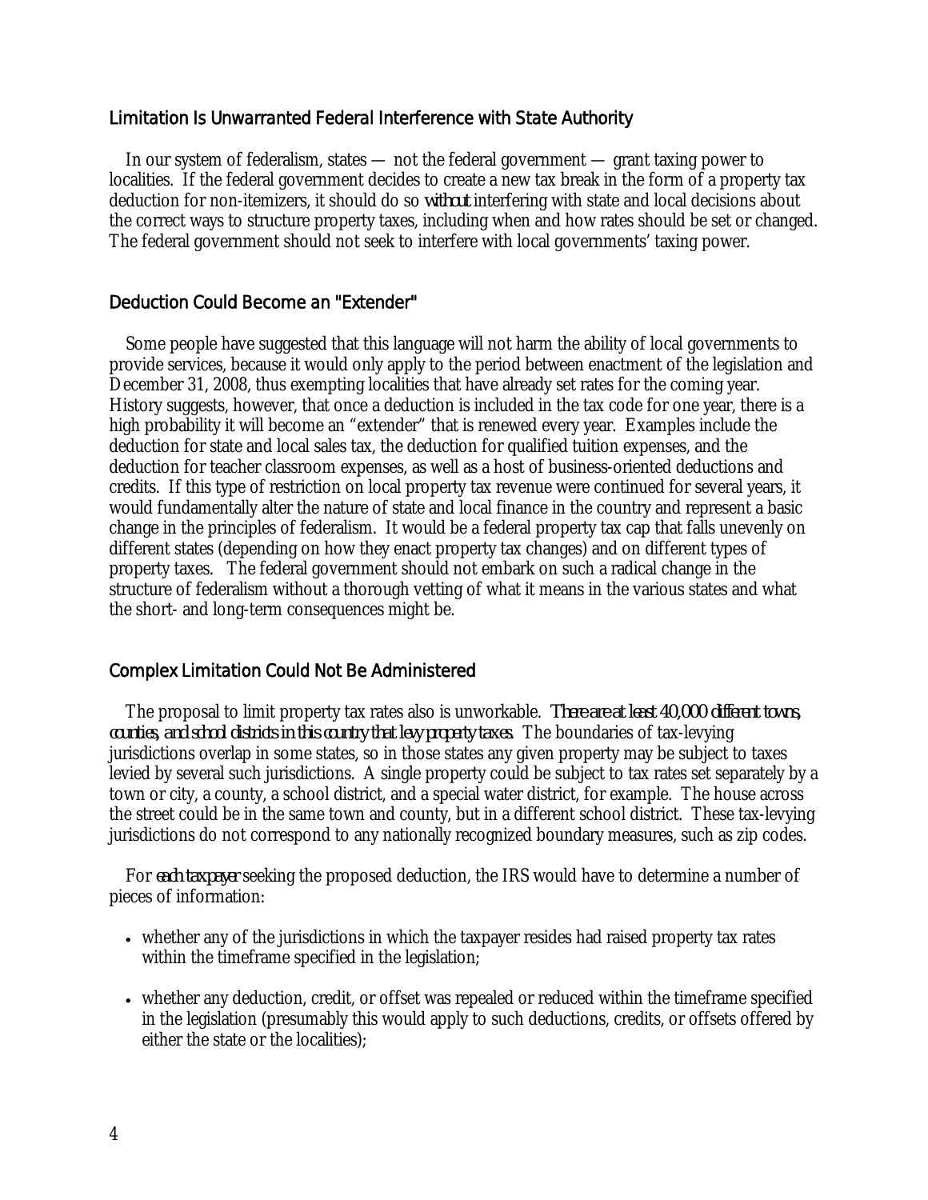## Limitation Is Unwarranted Federal Interference with State Authority

In our system of federalism, states — not the federal government — grant taxing power to localities. If the federal government decides to create a new tax break in the form of a property tax deduction for non-itemizers, it should do so *without* interfering with state and local decisions about the correct ways to structure property taxes, including when and how rates should be set or changed. The federal government should not seek to interfere with local governments' taxing power.

## Deduction Could Become an "Extender"

Some people have suggested that this language will not harm the ability of local governments to provide services, because it would only apply to the period between enactment of the legislation and December 31, 2008, thus exempting localities that have already set rates for the coming year. History suggests, however, that once a deduction is included in the tax code for one year, there is a high probability it will become an "extender" that is renewed every year. Examples include the deduction for state and local sales tax, the deduction for qualified tuition expenses, and the deduction for teacher classroom expenses, as well as a host of business-oriented deductions and credits. If this type of restriction on local property tax revenue were continued for several years, it would fundamentally alter the nature of state and local finance in the country and represent a basic change in the principles of federalism. It would be a federal property tax cap that falls unevenly on different states (depending on how they enact property tax changes) and on different types of property taxes. The federal government should not embark on such a radical change in the structure of federalism without a thorough vetting of what it means in the various states and what the short- and long-term consequences might be.

## Complex Limitation Could Not Be Administered

The proposal to limit property tax rates also is unworkable. *There are at least 40,000 different towns, counties, and school districts in this country that levy property taxes.* The boundaries of tax-levying jurisdictions overlap in some states, so in those states any given property may be subject to taxes levied by several such jurisdictions. A single property could be subject to tax rates set separately by a town or city, a county, a school district, and a special water district, for example. The house across the street could be in the same town and county, but in a different school district. These tax-levying jurisdictions do not correspond to any nationally recognized boundary measures, such as zip codes.

For *each taxpayer* seeking the proposed deduction, the IRS would have to determine a number of pieces of information:

- whether any of the jurisdictions in which the taxpayer resides had raised property tax rates within the timeframe specified in the legislation;
- whether any deduction, credit, or offset was repealed or reduced within the timeframe specified in the legislation (presumably this would apply to such deductions, credits, or offsets offered by either the state or the localities);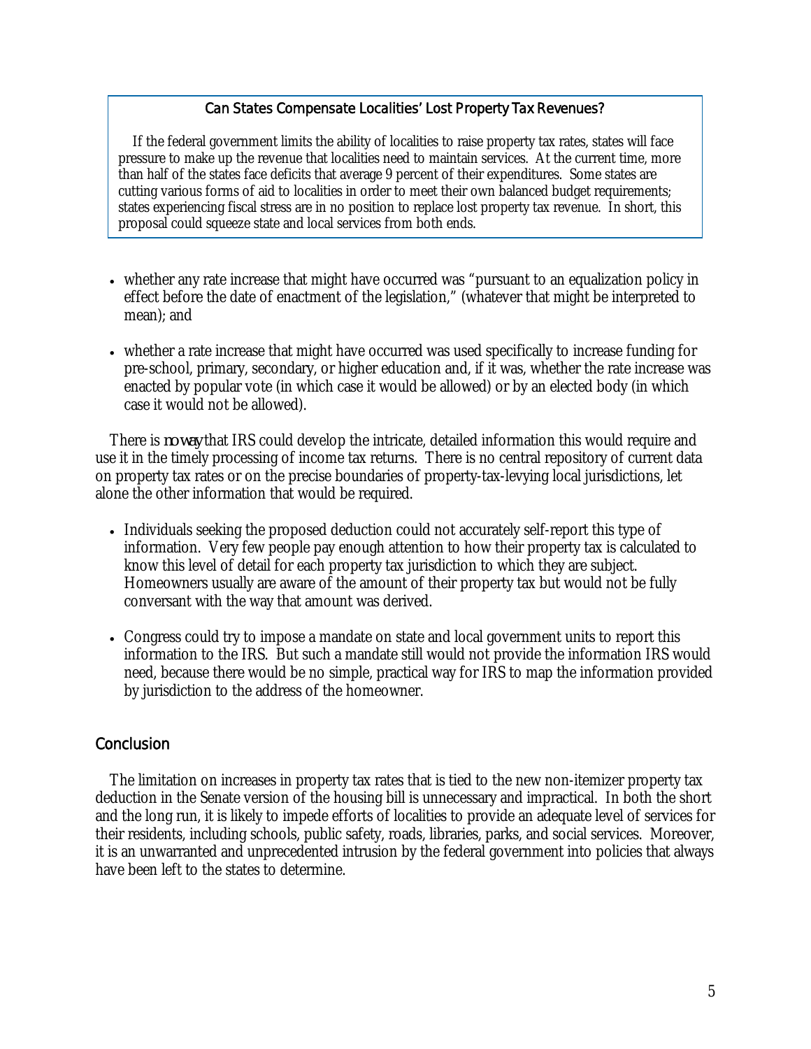> **Can States Compensate Localities' Lost Property Tax Revenues?**
>
> If the federal government limits the ability of localities to raise property tax rates, states will face pressure to make up the revenue that localities need to maintain services. At the current time, more than half of the states face deficits that average 9 percent of their expenditures. Some states are cutting various forms of aid to localities in order to meet their own balanced budget requirements; states experiencing fiscal stress are in no position to replace lost property tax revenue. In short, this proposal could squeeze state and local services from both ends.

- whether any rate increase that might have occurred was "pursuant to an equalization policy in effect before the date of enactment of the legislation," (whatever that might be interpreted to mean); and
- whether a rate increase that might have occurred was used specifically to increase funding for pre-school, primary, secondary, or higher education and, if it was, whether the rate increase was enacted by popular vote (in which case it would be allowed) or by an elected body (in which case it would not be allowed).

There is *no way* that IRS could develop the intricate, detailed information this would require and use it in the timely processing of income tax returns. There is no central repository of current data on property tax rates or on the precise boundaries of property-tax-levying local jurisdictions, let alone the other information that would be required.

- Individuals seeking the proposed deduction could not accurately self-report this type of information. Very few people pay enough attention to how their property tax is calculated to know this level of detail for each property tax jurisdiction to which they are subject. Homeowners usually are aware of the amount of their property tax but would not be fully conversant with the way that amount was derived.
- Congress could try to impose a mandate on state and local government units to report this information to the IRS. But such a mandate still would not provide the information IRS would need, because there would be no simple, practical way for IRS to map the information provided by jurisdiction to the address of the homeowner.

## Conclusion

The limitation on increases in property tax rates that is tied to the new non-itemizer property tax deduction in the Senate version of the housing bill is unnecessary and impractical. In both the short and the long run, it is likely to impede efforts of localities to provide an adequate level of services for their residents, including schools, public safety, roads, libraries, parks, and social services. Moreover, it is an unwarranted and unprecedented intrusion by the federal government into policies that always have been left to the states to determine.